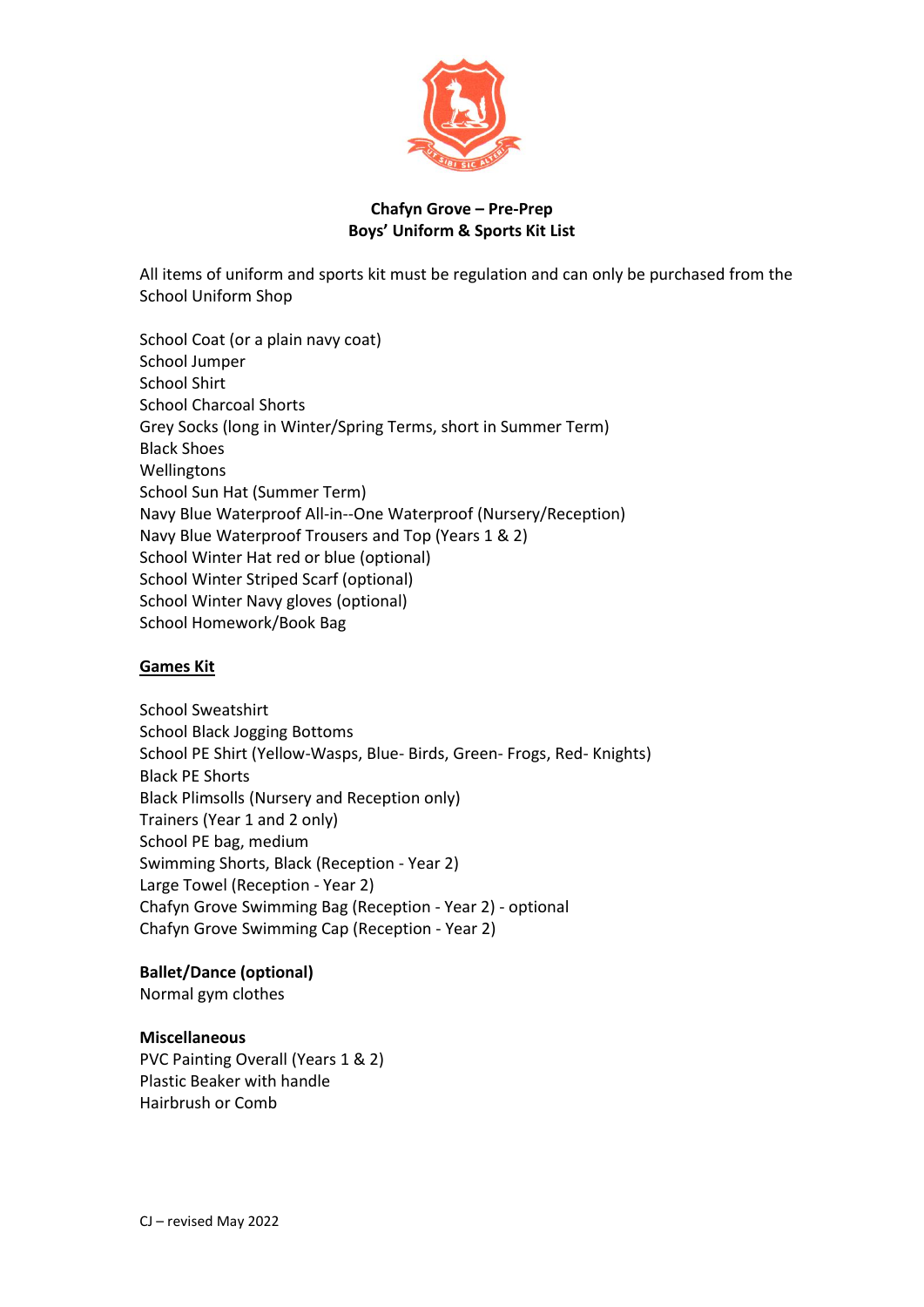**Chafyn Grove – Pre-Prep**
**Boys' Uniform & Sports Kit List**

All items of uniform and sports kit must be regulation and can only be purchased from the School Uniform Shop

School Coat (or a plain navy coat)
School Jumper
School Shirt
School Charcoal Shorts
Grey Socks (long in Winter/Spring Terms, short in Summer Term)
Black Shoes
Wellingtons
School Sun Hat (Summer Term)
Navy Blue Waterproof All-in--One Waterproof (Nursery/Reception)
Navy Blue Waterproof Trousers and Top (Years 1 & 2)
School Winter Hat red or blue (optional)
School Winter Striped Scarf (optional)
School Winter Navy gloves (optional)
School Homework/Book Bag

**Games Kit**

School Sweatshirt
School Black Jogging Bottoms
School PE Shirt (Yellow-Wasps, Blue- Birds, Green- Frogs, Red- Knights)
Black PE Shorts
Black Plimsolls (Nursery and Reception only)
Trainers (Year 1 and 2 only)
School PE bag, medium
Swimming Shorts, Black (Reception - Year 2)
Large Towel (Reception - Year 2)
Chafyn Grove Swimming Bag (Reception - Year 2) - optional
Chafyn Grove Swimming Cap (Reception - Year 2)

**Ballet/Dance (optional)**
Normal gym clothes

**Miscellaneous**
PVC Painting Overall (Years 1 & 2)
Plastic Beaker with handle
Hairbrush or Comb

CJ – revised May 2022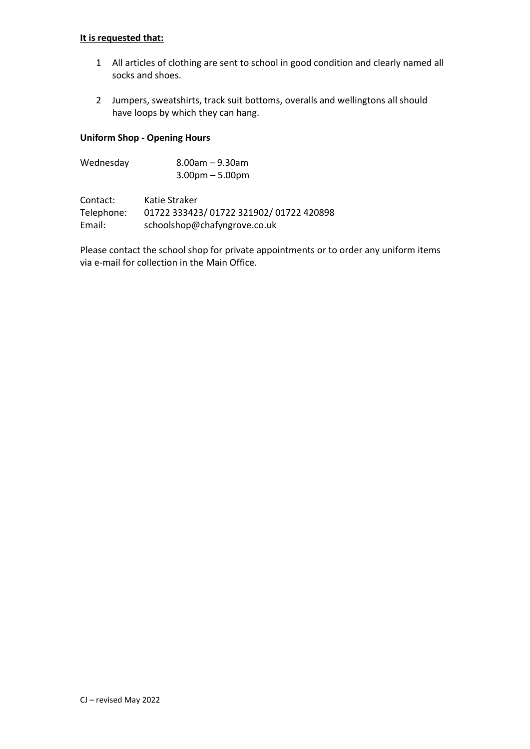**It is requested that:**

1. All articles of clothing are sent to school in good condition and clearly named all socks and shoes.
2. Jumpers, sweatshirts, track suit bottoms, overalls and wellingtons all should have loops by which they can hang.

**Uniform Shop - Opening Hours**

| | |
|---|---|
| Wednesday | 8.00am – 9.30am |
| | 3.00pm – 5.00pm |

| | |
|---|---|
| Contact: | Katie Straker |
| Telephone: | 01722 333423/ 01722 321902/ 01722 420898 |
| Email: | schoolshop@chafyngrove.co.uk |

Please contact the school shop for private appointments or to order any uniform items via e-mail for collection in the Main Office.

CJ – revised May 2022